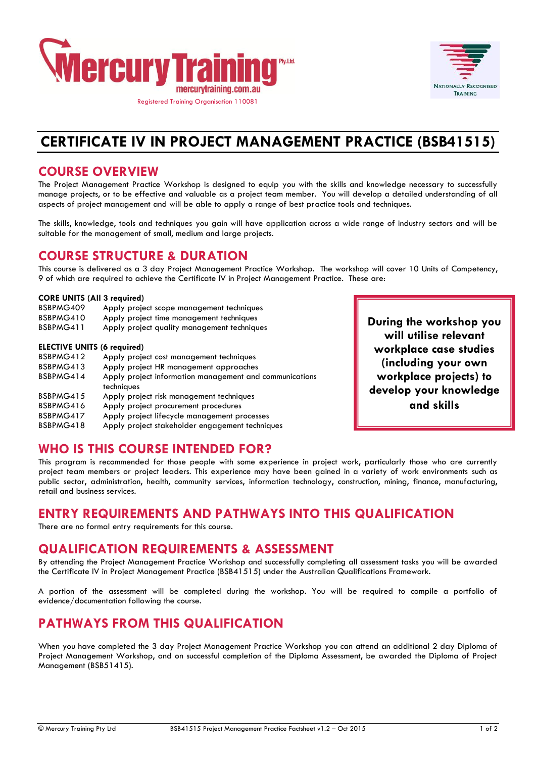Mercury Training Pty. Ltd.
mercurytraining.com.au
Registered Training Organisation 110081

Nationally Recognised Training

# CERTIFICATE IV IN PROJECT MANAGEMENT PRACTICE (BSB41515)

## COURSE OVERVIEW

The Project Management Practice Workshop is designed to equip you with the skills and knowledge necessary to successfully manage projects, or to be effective and valuable as a project team member. You will develop a detailed understanding of all aspects of project management and will be able to apply a range of best practice tools and techniques.

The skills, knowledge, tools and techniques you gain will have application across a wide range of industry sectors and will be suitable for the management of small, medium and large projects.

## COURSE STRUCTURE & DURATION

This course is delivered as a 3 day Project Management Practice Workshop. The workshop will cover 10 Units of Competency, 9 of which are required to achieve the Certificate IV in Project Management Practice. These are:

**CORE UNITS (All 3 required)**

| | |
|---|---|
| BSBPMG409 | Apply project scope management techniques |
| BSBPMG410 | Apply project time management techniques |
| BSBPMG411 | Apply project quality management techniques |

**ELECTIVE UNITS (6 required)**

| | |
|---|---|
| BSBPMG412 | Apply project cost management techniques |
| BSBPMG413 | Apply project HR management approaches |
| BSBPMG414 | Apply project information management and communications techniques |
| BSBPMG415 | Apply project risk management techniques |
| BSBPMG416 | Apply project procurement procedures |
| BSBPMG417 | Apply project lifecycle management processes |
| BSBPMG418 | Apply project stakeholder engagement techniques |

**During the workshop you will utilise relevant workplace case studies (including your own workplace projects) to develop your knowledge and skills**

## WHO IS THIS COURSE INTENDED FOR?

This program is recommended for those people with some experience in project work, particularly those who are currently project team members or project leaders. This experience may have been gained in a variety of work environments such as public sector, administration, health, community services, information technology, construction, mining, finance, manufacturing, retail and business services.

## ENTRY REQUIREMENTS AND PATHWAYS INTO THIS QUALIFICATION

There are no formal entry requirements for this course.

## QUALIFICATION REQUIREMENTS & ASSESSMENT

By attending the Project Management Practice Workshop and successfully completing all assessment tasks you will be awarded the Certificate IV in Project Management Practice (BSB41515) under the Australian Qualifications Framework.

A portion of the assessment will be completed during the workshop. You will be required to compile a portfolio of evidence/documentation following the course.

## PATHWAYS FROM THIS QUALIFICATION

When you have completed the 3 day Project Management Practice Workshop you can attend an additional 2 day Diploma of Project Management Workshop, and on successful completion of the Diploma Assessment, be awarded the Diploma of Project Management (BSB51415).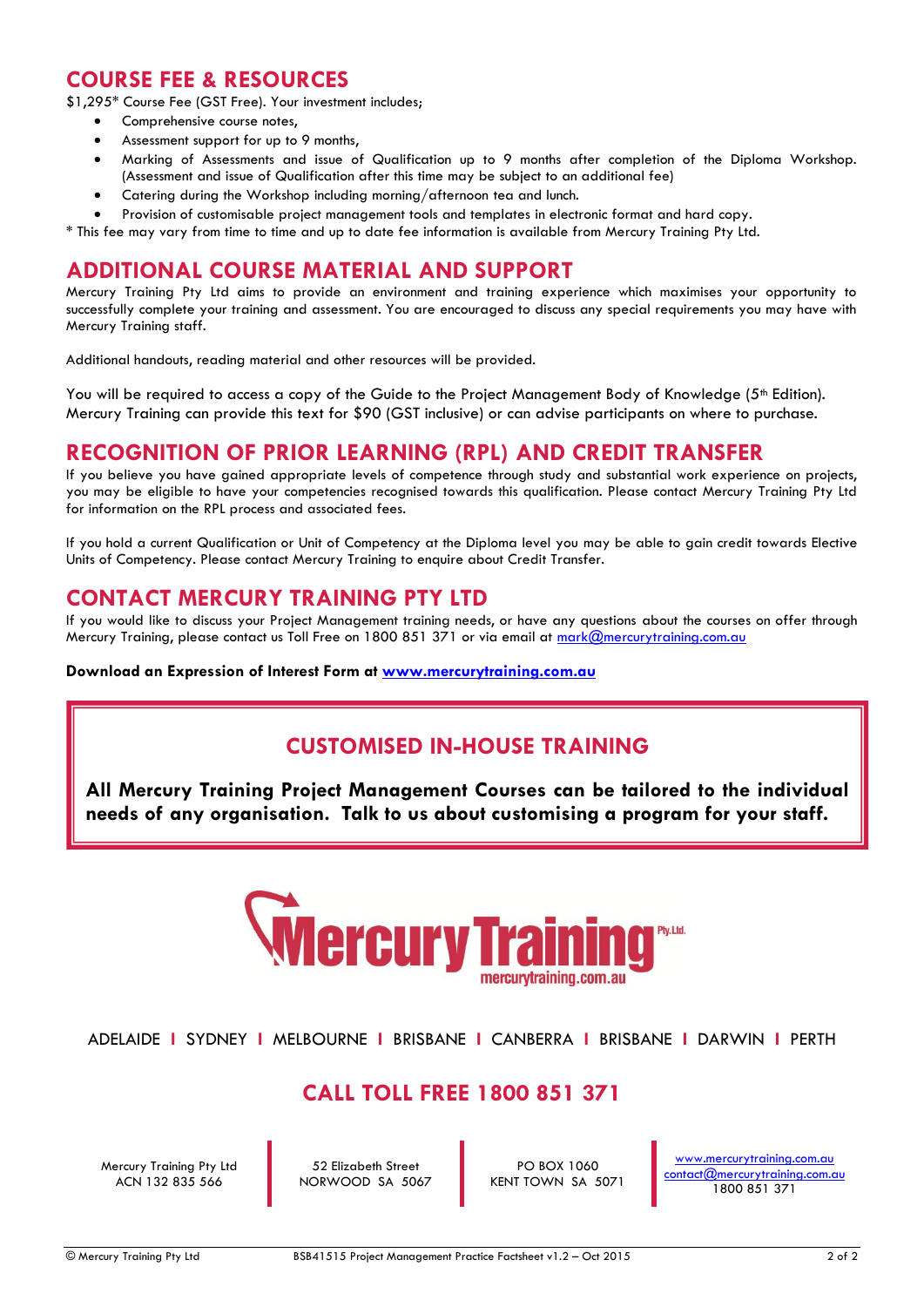## COURSE FEE & RESOURCES

$1,295* Course Fee (GST Free). Your investment includes;

- Comprehensive course notes,
- Assessment support for up to 9 months,
- Marking of Assessments and issue of Qualification up to 9 months after completion of the Diploma Workshop. (Assessment and issue of Qualification after this time may be subject to an additional fee)
- Catering during the Workshop including morning/afternoon tea and lunch.
- Provision of customisable project management tools and templates in electronic format and hard copy.

* This fee may vary from time to time and up to date fee information is available from Mercury Training Pty Ltd.

## ADDITIONAL COURSE MATERIAL AND SUPPORT

Mercury Training Pty Ltd aims to provide an environment and training experience which maximises your opportunity to successfully complete your training and assessment. You are encouraged to discuss any special requirements you may have with Mercury Training staff.

Additional handouts, reading material and other resources will be provided.

You will be required to access a copy of the Guide to the Project Management Body of Knowledge (5th Edition). Mercury Training can provide this text for $90 (GST inclusive) or can advise participants on where to purchase.

## RECOGNITION OF PRIOR LEARNING (RPL) AND CREDIT TRANSFER

If you believe you have gained appropriate levels of competence through study and substantial work experience on projects, you may be eligible to have your competencies recognised towards this qualification. Please contact Mercury Training Pty Ltd for information on the RPL process and associated fees.

If you hold a current Qualification or Unit of Competency at the Diploma level you may be able to gain credit towards Elective Units of Competency. Please contact Mercury Training to enquire about Credit Transfer.

## CONTACT MERCURY TRAINING PTY LTD

If you would like to discuss your Project Management training needs, or have any questions about the courses on offer through Mercury Training, please contact us Toll Free on 1800 851 371 or via email at mark@mercurytraining.com.au

**Download an Expression of Interest Form at www.mercurytraining.com.au**

### CUSTOMISED IN-HOUSE TRAINING

**All Mercury Training Project Management Courses can be tailored to the individual needs of any organisation. Talk to us about customising a program for your staff.**

Mercury Training Pty.Ltd.
mercurytraining.com.au

ADELAIDE | SYDNEY | MELBOURNE | BRISBANE | CANBERRA | BRISBANE | DARWIN | PERTH

## CALL TOLL FREE 1800 851 371

Mercury Training Pty Ltd
ACN 132 835 566

52 Elizabeth Street
NORWOOD SA 5067

PO BOX 1060
KENT TOWN SA 5071

www.mercurytraining.com.au
contact@mercurytraining.com.au
1800 851 371

© Mercury Training Pty Ltd — BSB41515 Project Management Practice Factsheet v1.2 – Oct 2015